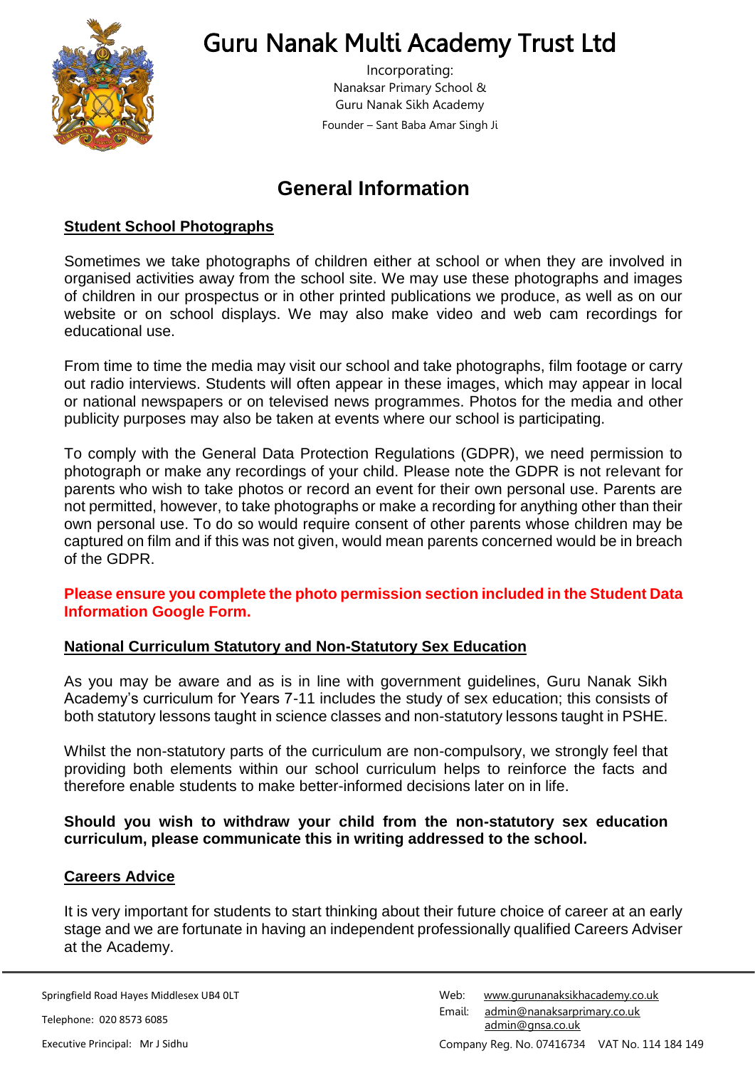# Guru Nanak Multi Academy Trust Ltd

Incorporating:
Nanaksar Primary School &
Guru Nanak Sikh Academy
Founder – Sant Baba Amar Singh Ji

## General Information

### Student School Photographs

Sometimes we take photographs of children either at school or when they are involved in organised activities away from the school site. We may use these photographs and images of children in our prospectus or in other printed publications we produce, as well as on our website or on school displays. We may also make video and web cam recordings for educational use.

From time to time the media may visit our school and take photographs, film footage or carry out radio interviews. Students will often appear in these images, which may appear in local or national newspapers or on televised news programmes. Photos for the media and other publicity purposes may also be taken at events where our school is participating.

To comply with the General Data Protection Regulations (GDPR), we need permission to photograph or make any recordings of your child. Please note the GDPR is not relevant for parents who wish to take photos or record an event for their own personal use. Parents are not permitted, however, to take photographs or make a recording for anything other than their own personal use. To do so would require consent of other parents whose children may be captured on film and if this was not given, would mean parents concerned would be in breach of the GDPR.

**Please ensure you complete the photo permission section included in the Student Data Information Google Form.**

### National Curriculum Statutory and Non-Statutory Sex Education

As you may be aware and as is in line with government guidelines, Guru Nanak Sikh Academy's curriculum for Years 7-11 includes the study of sex education; this consists of both statutory lessons taught in science classes and non-statutory lessons taught in PSHE.

Whilst the non-statutory parts of the curriculum are non-compulsory, we strongly feel that providing both elements within our school curriculum helps to reinforce the facts and therefore enable students to make better-informed decisions later on in life.

**Should you wish to withdraw your child from the non-statutory sex education curriculum, please communicate this in writing addressed to the school.**

### Careers Advice

It is very important for students to start thinking about their future choice of career at an early stage and we are fortunate in having an independent professionally qualified Careers Adviser at the Academy.

Springfield Road Hayes Middlesex UB4 0LT
Telephone: 020 8573 6085
Executive Principal: Mr J Sidhu

Web: www.gurunanaksikhacademy.co.uk
Email: admin@nanaksarprimary.co.uk
admin@gnsa.co.uk
Company Reg. No. 07416734 VAT No. 114 184 149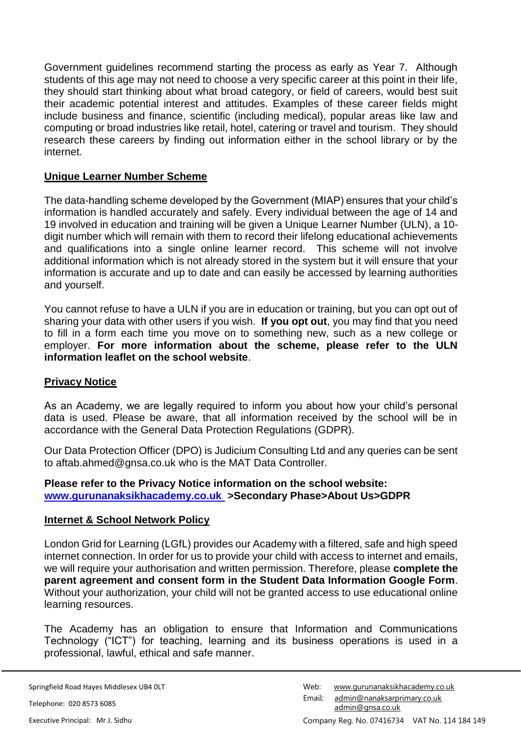Government guidelines recommend starting the process as early as Year 7. Although students of this age may not need to choose a very specific career at this point in their life, they should start thinking about what broad category, or field of careers, would best suit their academic potential interest and attitudes. Examples of these career fields might include business and finance, scientific (including medical), popular areas like law and computing or broad industries like retail, hotel, catering or travel and tourism. They should research these careers by finding out information either in the school library or by the internet.

## Unique Learner Number Scheme

The data-handling scheme developed by the Government (MIAP) ensures that your child's information is handled accurately and safely. Every individual between the age of 14 and 19 involved in education and training will be given a Unique Learner Number (ULN), a 10-digit number which will remain with them to record their lifelong educational achievements and qualifications into a single online learner record. This scheme will not involve additional information which is not already stored in the system but it will ensure that your information is accurate and up to date and can easily be accessed by learning authorities and yourself.

You cannot refuse to have a ULN if you are in education or training, but you can opt out of sharing your data with other users if you wish. **If you opt out**, you may find that you need to fill in a form each time you move on to something new, such as a new college or employer. **For more information about the scheme, please refer to the ULN information leaflet on the school website**.

## Privacy Notice

As an Academy, we are legally required to inform you about how your child's personal data is used. Please be aware, that all information received by the school will be in accordance with the General Data Protection Regulations (GDPR).

Our Data Protection Officer (DPO) is Judicium Consulting Ltd and any queries can be sent to aftab.ahmed@gnsa.co.uk who is the MAT Data Controller.

**Please refer to the Privacy Notice information on the school website: www.gurunanaksikhacademy.co.uk >Secondary Phase>About Us>GDPR**

## Internet & School Network Policy

London Grid for Learning (LGfL) provides our Academy with a filtered, safe and high speed internet connection. In order for us to provide your child with access to internet and emails, we will require your authorisation and written permission. Therefore, please **complete the parent agreement and consent form in the Student Data Information Google Form**. Without your authorization, your child will not be granted access to use educational online learning resources.

The Academy has an obligation to ensure that Information and Communications Technology ("ICT") for teaching, learning and its business operations is used in a professional, lawful, ethical and safe manner.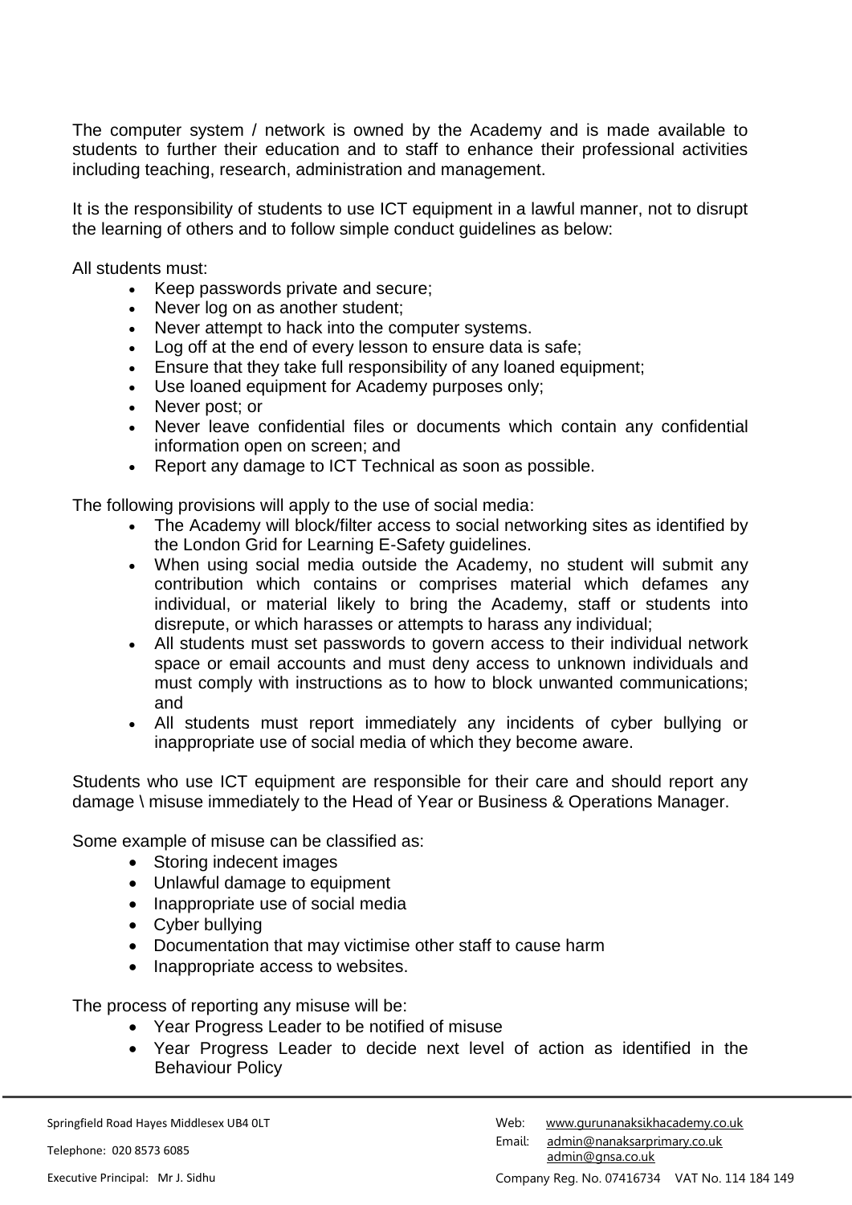The computer system / network is owned by the Academy and is made available to students to further their education and to staff to enhance their professional activities including teaching, research, administration and management.

It is the responsibility of students to use ICT equipment in a lawful manner, not to disrupt the learning of others and to follow simple conduct guidelines as below:

All students must:

- Keep passwords private and secure;
- Never log on as another student;
- Never attempt to hack into the computer systems.
- Log off at the end of every lesson to ensure data is safe;
- Ensure that they take full responsibility of any loaned equipment;
- Use loaned equipment for Academy purposes only;
- Never post; or
- Never leave confidential files or documents which contain any confidential information open on screen; and
- Report any damage to ICT Technical as soon as possible.

The following provisions will apply to the use of social media:

- The Academy will block/filter access to social networking sites as identified by the London Grid for Learning E-Safety guidelines.
- When using social media outside the Academy, no student will submit any contribution which contains or comprises material which defames any individual, or material likely to bring the Academy, staff or students into disrepute, or which harasses or attempts to harass any individual;
- All students must set passwords to govern access to their individual network space or email accounts and must deny access to unknown individuals and must comply with instructions as to how to block unwanted communications; and
- All students must report immediately any incidents of cyber bullying or inappropriate use of social media of which they become aware.

Students who use ICT equipment are responsible for their care and should report any damage \ misuse immediately to the Head of Year or Business & Operations Manager.

Some example of misuse can be classified as:

- Storing indecent images
- Unlawful damage to equipment
- Inappropriate use of social media
- Cyber bullying
- Documentation that may victimise other staff to cause harm
- Inappropriate access to websites.

The process of reporting any misuse will be:

- Year Progress Leader to be notified of misuse
- Year Progress Leader to decide next level of action as identified in the Behaviour Policy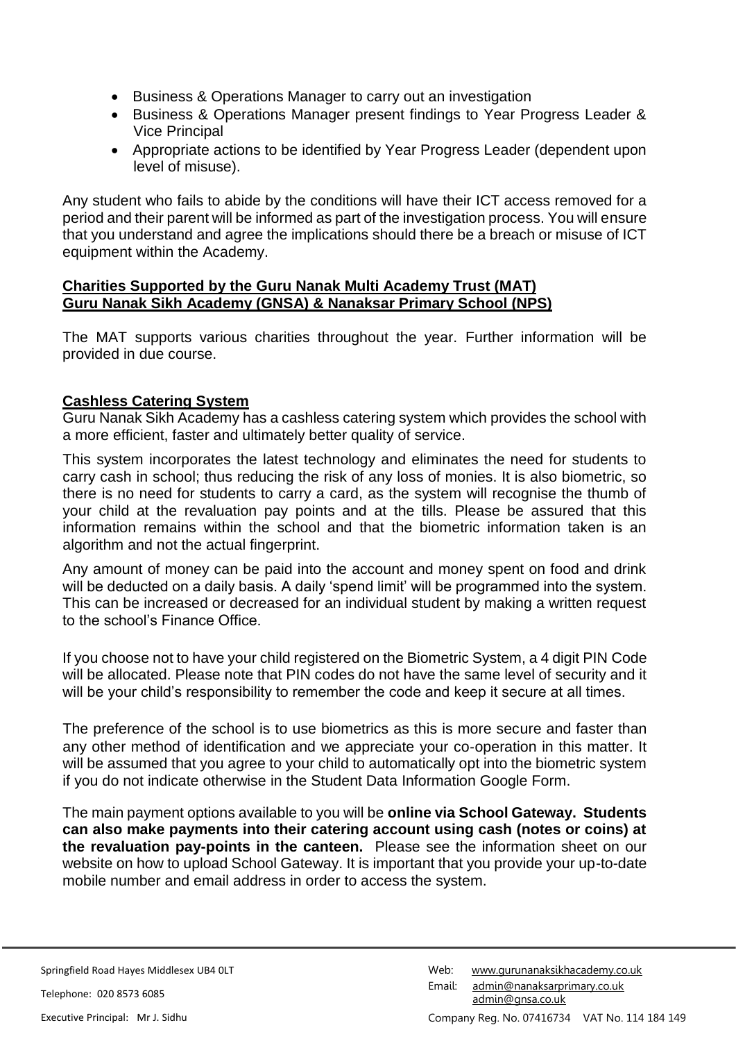- Business & Operations Manager to carry out an investigation
- Business & Operations Manager present findings to Year Progress Leader & Vice Principal
- Appropriate actions to be identified by Year Progress Leader (dependent upon level of misuse).

Any student who fails to abide by the conditions will have their ICT access removed for a period and their parent will be informed as part of the investigation process. You will ensure that you understand and agree the implications should there be a breach or misuse of ICT equipment within the Academy.

## Charities Supported by the Guru Nanak Multi Academy Trust (MAT) Guru Nanak Sikh Academy (GNSA) & Nanaksar Primary School (NPS)

The MAT supports various charities throughout the year. Further information will be provided in due course.

## Cashless Catering System

Guru Nanak Sikh Academy has a cashless catering system which provides the school with a more efficient, faster and ultimately better quality of service.

This system incorporates the latest technology and eliminates the need for students to carry cash in school; thus reducing the risk of any loss of monies. It is also biometric, so there is no need for students to carry a card, as the system will recognise the thumb of your child at the revaluation pay points and at the tills. Please be assured that this information remains within the school and that the biometric information taken is an algorithm and not the actual fingerprint.

Any amount of money can be paid into the account and money spent on food and drink will be deducted on a daily basis. A daily 'spend limit' will be programmed into the system. This can be increased or decreased for an individual student by making a written request to the school's Finance Office.

If you choose not to have your child registered on the Biometric System, a 4 digit PIN Code will be allocated. Please note that PIN codes do not have the same level of security and it will be your child's responsibility to remember the code and keep it secure at all times.

The preference of the school is to use biometrics as this is more secure and faster than any other method of identification and we appreciate your co-operation in this matter. It will be assumed that you agree to your child to automatically opt into the biometric system if you do not indicate otherwise in the Student Data Information Google Form.

The main payment options available to you will be **online via School Gateway. Students can also make payments into their catering account using cash (notes or coins) at the revaluation pay-points in the canteen.** Please see the information sheet on our website on how to upload School Gateway. It is important that you provide your up-to-date mobile number and email address in order to access the system.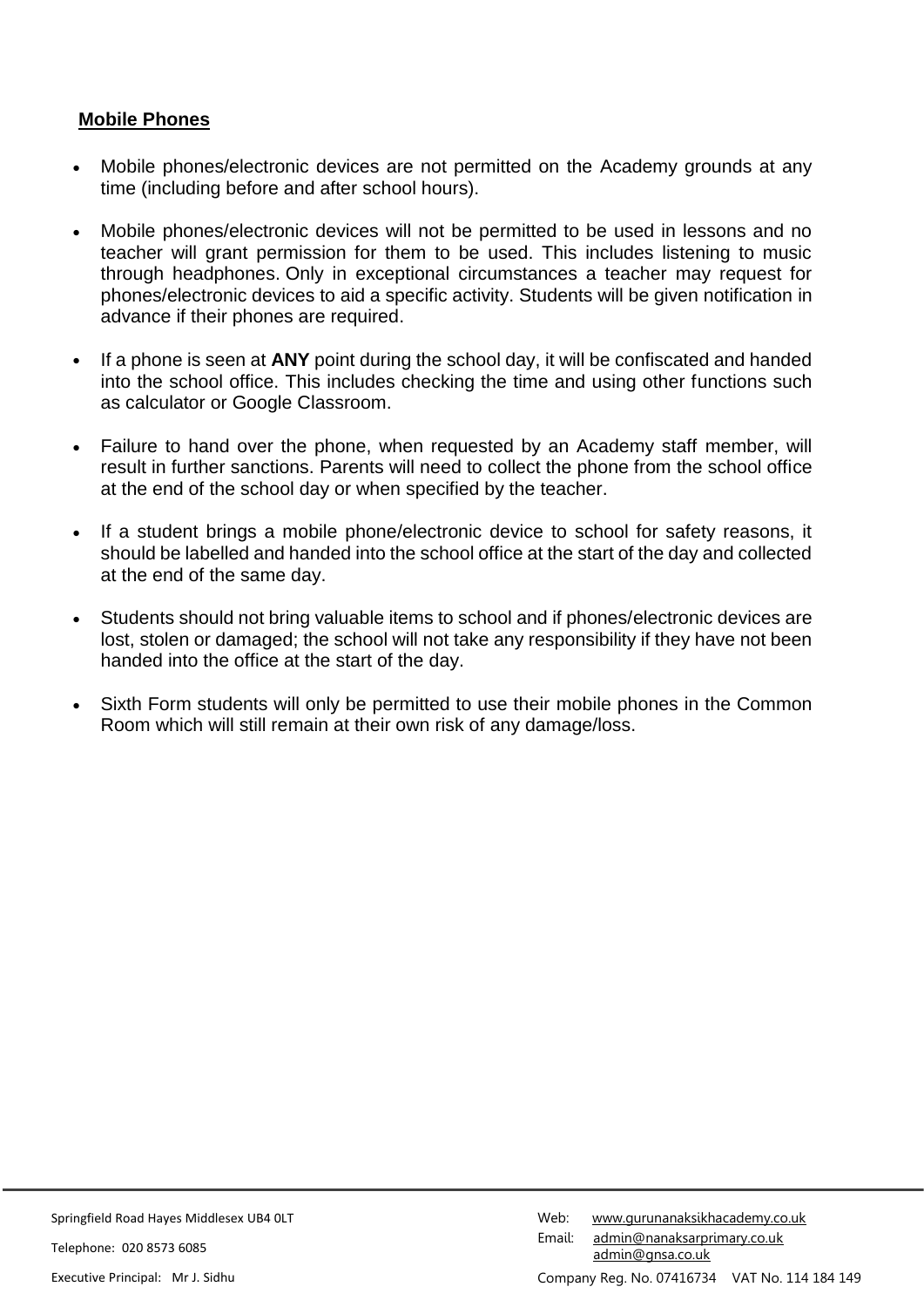## Mobile Phones

- Mobile phones/electronic devices are not permitted on the Academy grounds at any time (including before and after school hours).
- Mobile phones/electronic devices will not be permitted to be used in lessons and no teacher will grant permission for them to be used. This includes listening to music through headphones. Only in exceptional circumstances a teacher may request for phones/electronic devices to aid a specific activity. Students will be given notification in advance if their phones are required.
- If a phone is seen at **ANY** point during the school day, it will be confiscated and handed into the school office. This includes checking the time and using other functions such as calculator or Google Classroom.
- Failure to hand over the phone, when requested by an Academy staff member, will result in further sanctions. Parents will need to collect the phone from the school office at the end of the school day or when specified by the teacher.
- If a student brings a mobile phone/electronic device to school for safety reasons, it should be labelled and handed into the school office at the start of the day and collected at the end of the same day.
- Students should not bring valuable items to school and if phones/electronic devices are lost, stolen or damaged; the school will not take any responsibility if they have not been handed into the office at the start of the day.
- Sixth Form students will only be permitted to use their mobile phones in the Common Room which will still remain at their own risk of any damage/loss.